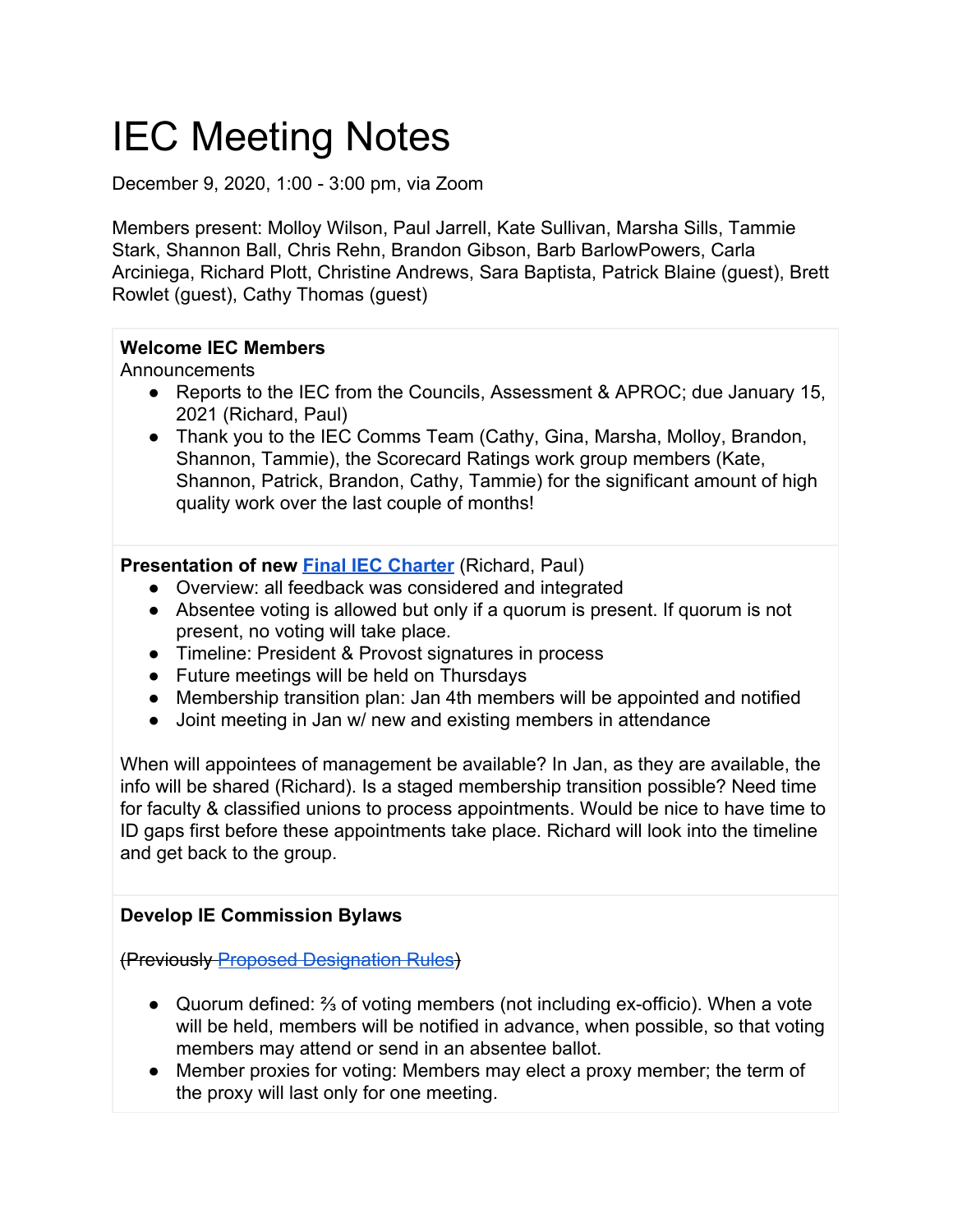# IEC Meeting Notes

December 9, 2020, 1:00 - 3:00 pm, via Zoom

Members present: Molloy Wilson, Paul Jarrell, Kate Sullivan, Marsha Sills, Tammie Stark, Shannon Ball, Chris Rehn, Brandon Gibson, Barb BarlowPowers, Carla Arciniega, Richard Plott, Christine Andrews, Sara Baptista, Patrick Blaine (guest), Brett Rowlet (guest), Cathy Thomas (guest)

**Welcome IEC Members**

Announcements

- Reports to the IEC from the Councils, Assessment & APROC; due January 15, 2021 (Richard, Paul)
- Thank you to the IEC Comms Team (Cathy, Gina, Marsha, Molloy, Brandon, Shannon, Tammie), the Scorecard Ratings work group members (Kate, Shannon, Patrick, Brandon, Cathy, Tammie) for the significant amount of high quality work over the last couple of months!

**Presentation of new Final IEC Charter** (Richard, Paul)

- Overview: all feedback was considered and integrated
- Absentee voting is allowed but only if a quorum is present. If quorum is not present, no voting will take place.
- Timeline: President & Provost signatures in process
- Future meetings will be held on Thursdays
- Membership transition plan: Jan 4th members will be appointed and notified
- Joint meeting in Jan w/ new and existing members in attendance

When will appointees of management be available? In Jan, as they are available, the info will be shared (Richard). Is a staged membership transition possible? Need time for faculty & classified unions to process appointments. Would be nice to have time to ID gaps first before these appointments take place. Richard will look into the timeline and get back to the group.

**Develop IE Commission Bylaws**

~~(Previously Proposed Designation Rules)~~

- Quorum defined: ⅔ of voting members (not including ex-officio). When a vote will be held, members will be notified in advance, when possible, so that voting members may attend or send in an absentee ballot.
- Member proxies for voting: Members may elect a proxy member; the term of the proxy will last only for one meeting.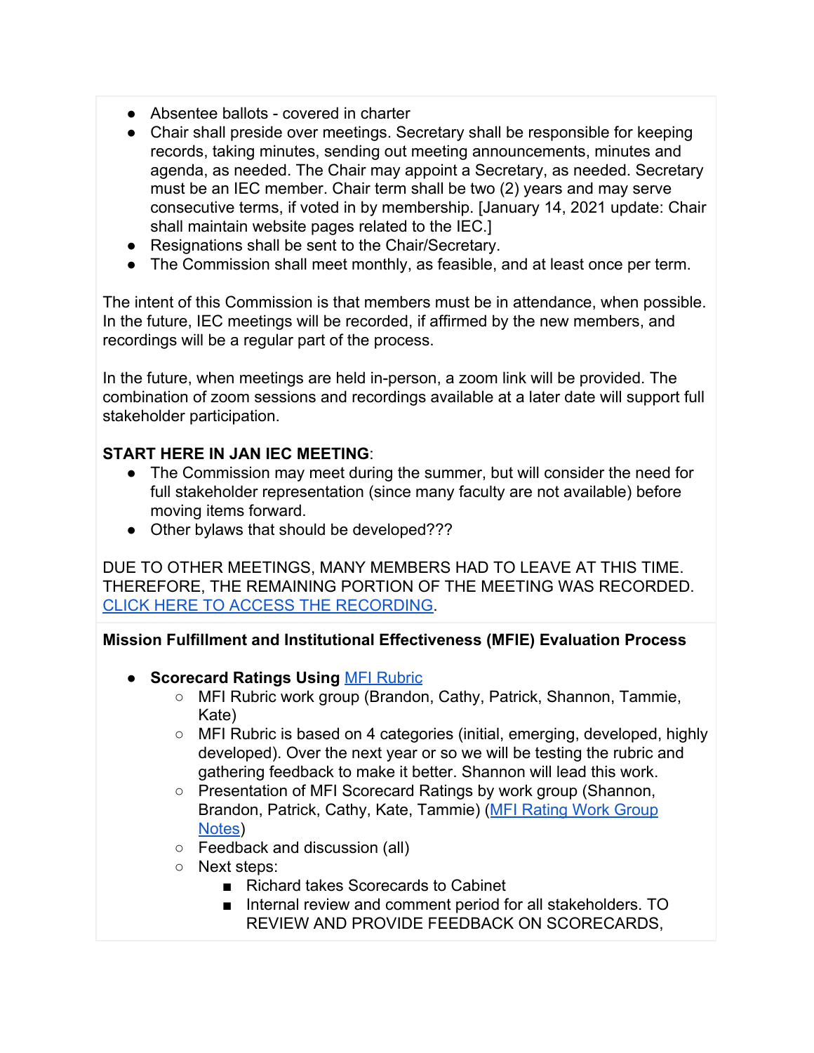- Absentee ballots - covered in charter
- Chair shall preside over meetings. Secretary shall be responsible for keeping records, taking minutes, sending out meeting announcements, minutes and agenda, as needed. The Chair may appoint a Secretary, as needed. Secretary must be an IEC member. Chair term shall be two (2) years and may serve consecutive terms, if voted in by membership. [January 14, 2021 update: Chair shall maintain website pages related to the IEC.]
- Resignations shall be sent to the Chair/Secretary.
- The Commission shall meet monthly, as feasible, and at least once per term.

The intent of this Commission is that members must be in attendance, when possible. In the future, IEC meetings will be recorded, if affirmed by the new members, and recordings will be a regular part of the process.

In the future, when meetings are held in-person, a zoom link will be provided. The combination of zoom sessions and recordings available at a later date will support full stakeholder participation.

**START HERE IN JAN IEC MEETING**:

- The Commission may meet during the summer, but will consider the need for full stakeholder representation (since many faculty are not available) before moving items forward.
- Other bylaws that should be developed???

DUE TO OTHER MEETINGS, MANY MEMBERS HAD TO LEAVE AT THIS TIME. THEREFORE, THE REMAINING PORTION OF THE MEETING WAS RECORDED. [CLICK HERE TO ACCESS THE RECORDING](#).

**Mission Fulfillment and Institutional Effectiveness (MFIE) Evaluation Process**

- **Scorecard Ratings Using** [MFI Rubric](#)
  - MFI Rubric work group (Brandon, Cathy, Patrick, Shannon, Tammie, Kate)
  - MFI Rubric is based on 4 categories (initial, emerging, developed, highly developed). Over the next year or so we will be testing the rubric and gathering feedback to make it better. Shannon will lead this work.
  - Presentation of MFI Scorecard Ratings by work group (Shannon, Brandon, Patrick, Cathy, Kate, Tammie) ([MFI Rating Work Group Notes](#))
  - Feedback and discussion (all)
  - Next steps:
    - Richard takes Scorecards to Cabinet
    - Internal review and comment period for all stakeholders. TO REVIEW AND PROVIDE FEEDBACK ON SCORECARDS,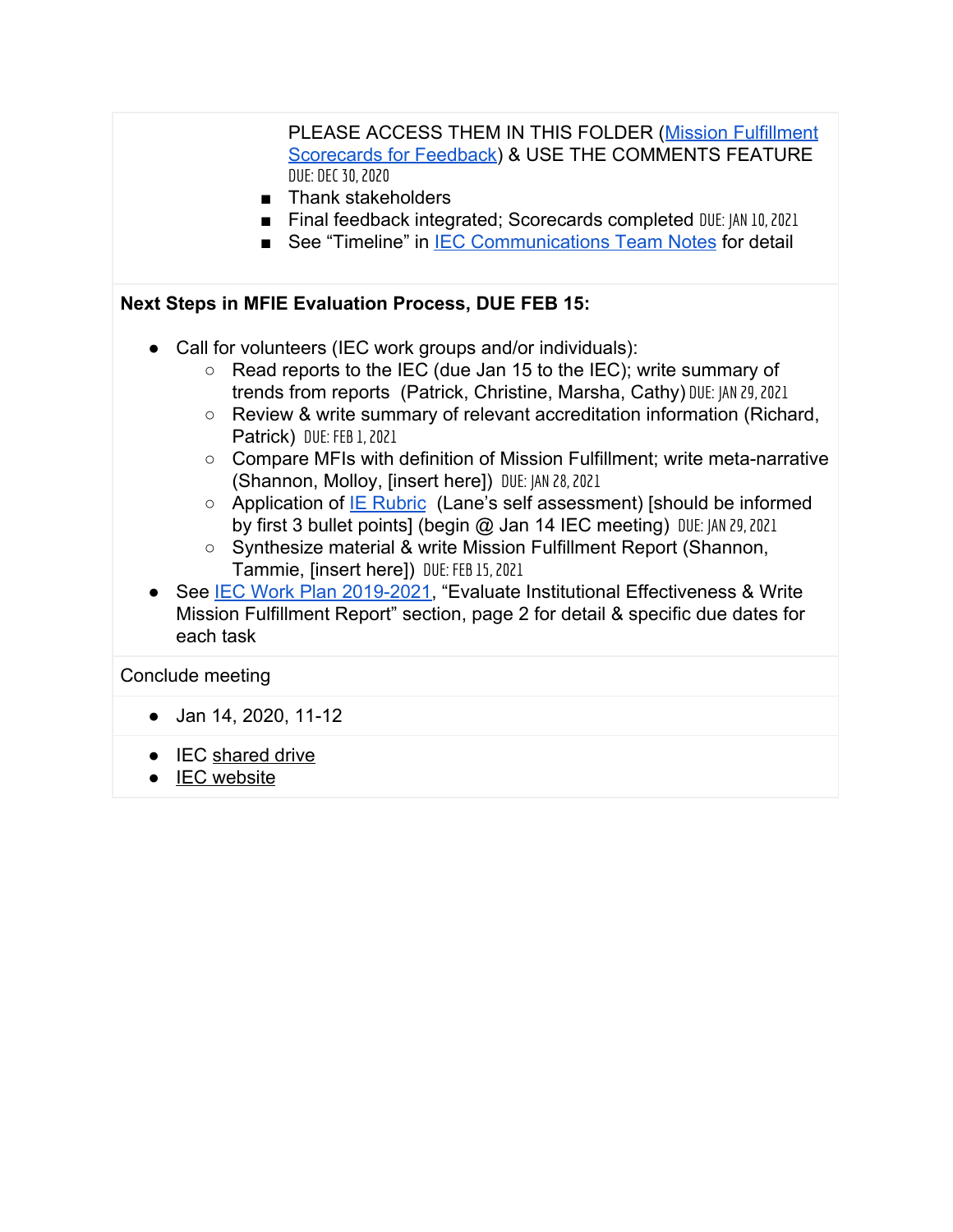PLEASE ACCESS THEM IN THIS FOLDER ([Mission Fulfillment Scorecards for Feedback]) & USE THE COMMENTS FEATURE DUE: DEC 30, 2020

- Thank stakeholders
- Final feedback integrated; Scorecards completed DUE: JAN 10, 2021
- See "Timeline" in IEC Communications Team Notes for detail

**Next Steps in MFIE Evaluation Process, DUE FEB 15:**

- Call for volunteers (IEC work groups and/or individuals):
  - Read reports to the IEC (due Jan 15 to the IEC); write summary of trends from reports (Patrick, Christine, Marsha, Cathy) DUE: JAN 29, 2021
  - Review & write summary of relevant accreditation information (Richard, Patrick) DUE: FEB 1, 2021
  - Compare MFIs with definition of Mission Fulfillment; write meta-narrative (Shannon, Molloy, [insert here]) DUE: JAN 28, 2021
  - Application of IE Rubric (Lane's self assessment) [should be informed by first 3 bullet points] (begin @ Jan 14 IEC meeting) DUE: JAN 29, 2021
  - Synthesize material & write Mission Fulfillment Report (Shannon, Tammie, [insert here]) DUE: FEB 15, 2021
- See IEC Work Plan 2019-2021, "Evaluate Institutional Effectiveness & Write Mission Fulfillment Report" section, page 2 for detail & specific due dates for each task

Conclude meeting

- Jan 14, 2020, 11-12

- IEC shared drive
- IEC website